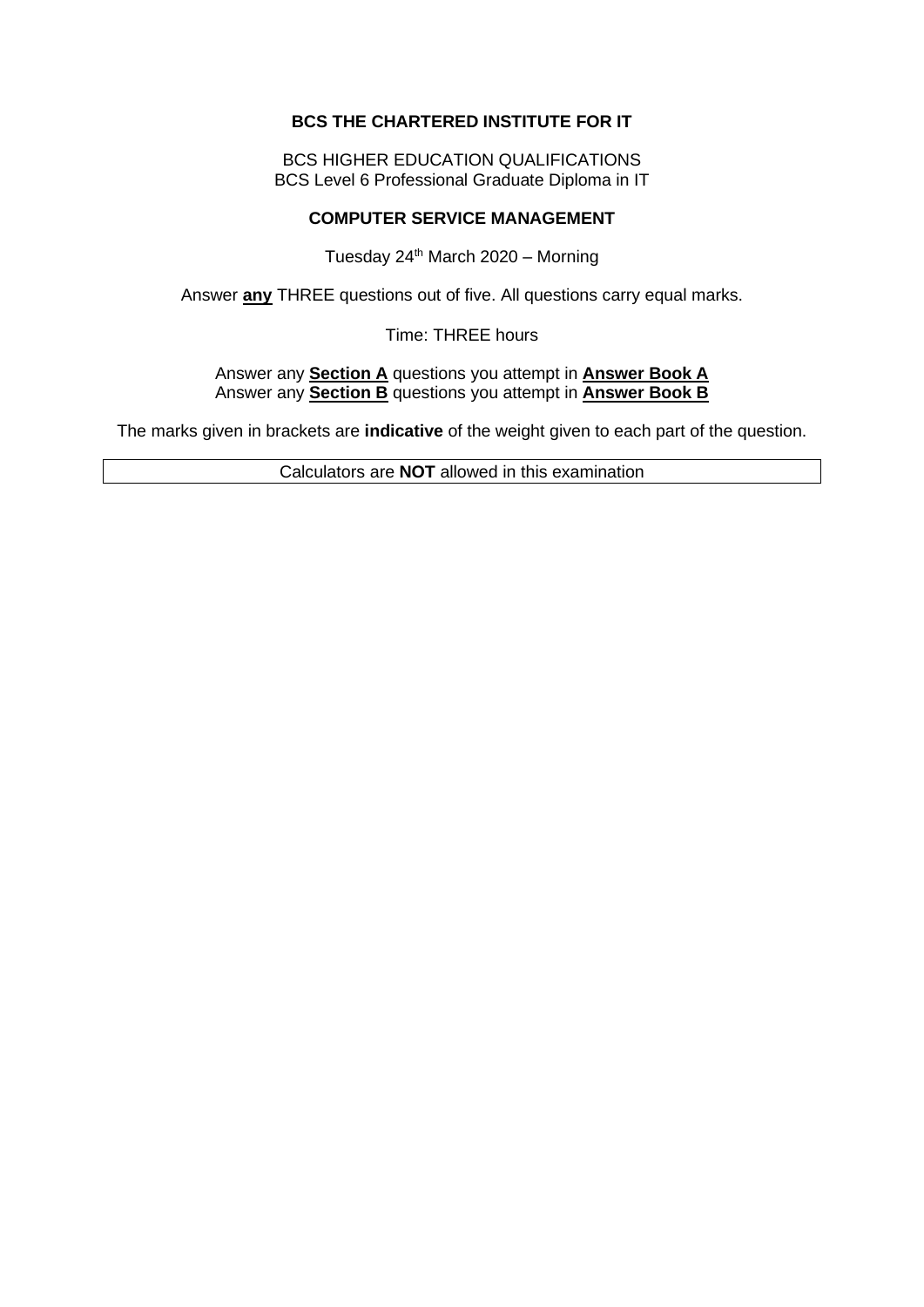**BCS THE CHARTERED INSTITUTE FOR IT**

BCS HIGHER EDUCATION QUALIFICATIONS
BCS Level 6 Professional Graduate Diploma in IT

**COMPUTER SERVICE MANAGEMENT**

Tuesday 24th March 2020 – Morning

Answer **any** THREE questions out of five. All questions carry equal marks.

Time: THREE hours

Answer any **Section A** questions you attempt in **Answer Book A**
Answer any **Section B** questions you attempt in **Answer Book B**

The marks given in brackets are **indicative** of the weight given to each part of the question.

Calculators are **NOT** allowed in this examination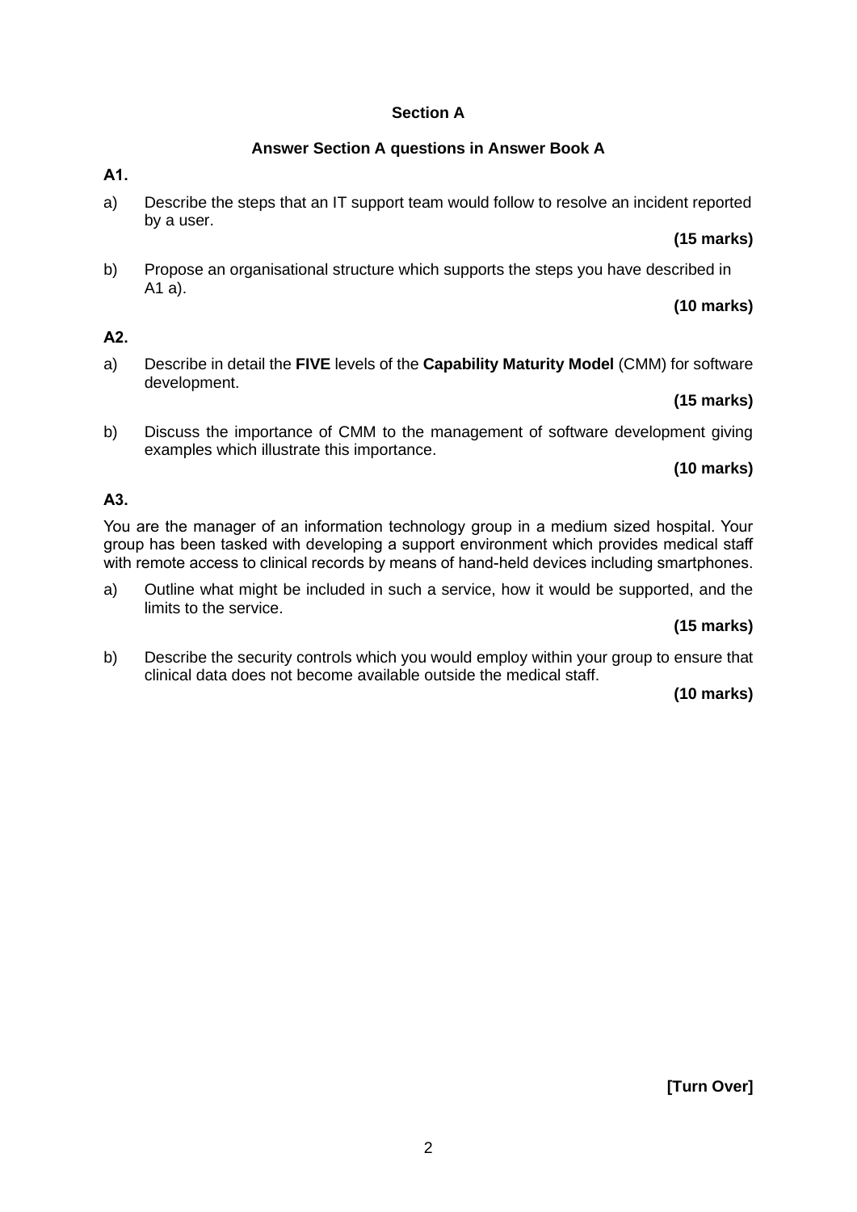## Section A

**Answer Section A questions in Answer Book A**

**A1.**

a) Describe the steps that an IT support team would follow to resolve an incident reported by a user.

**(15 marks)**

b) Propose an organisational structure which supports the steps you have described in A1 a).

**(10 marks)**

**A2.**

a) Describe in detail the **FIVE** levels of the **Capability Maturity Model** (CMM) for software development.

**(15 marks)**

b) Discuss the importance of CMM to the management of software development giving examples which illustrate this importance.

**(10 marks)**

**A3.**

You are the manager of an information technology group in a medium sized hospital. Your group has been tasked with developing a support environment which provides medical staff with remote access to clinical records by means of hand-held devices including smartphones.

a) Outline what might be included in such a service, how it would be supported, and the limits to the service.

**(15 marks)**

b) Describe the security controls which you would employ within your group to ensure that clinical data does not become available outside the medical staff.

**(10 marks)**

**[Turn Over]**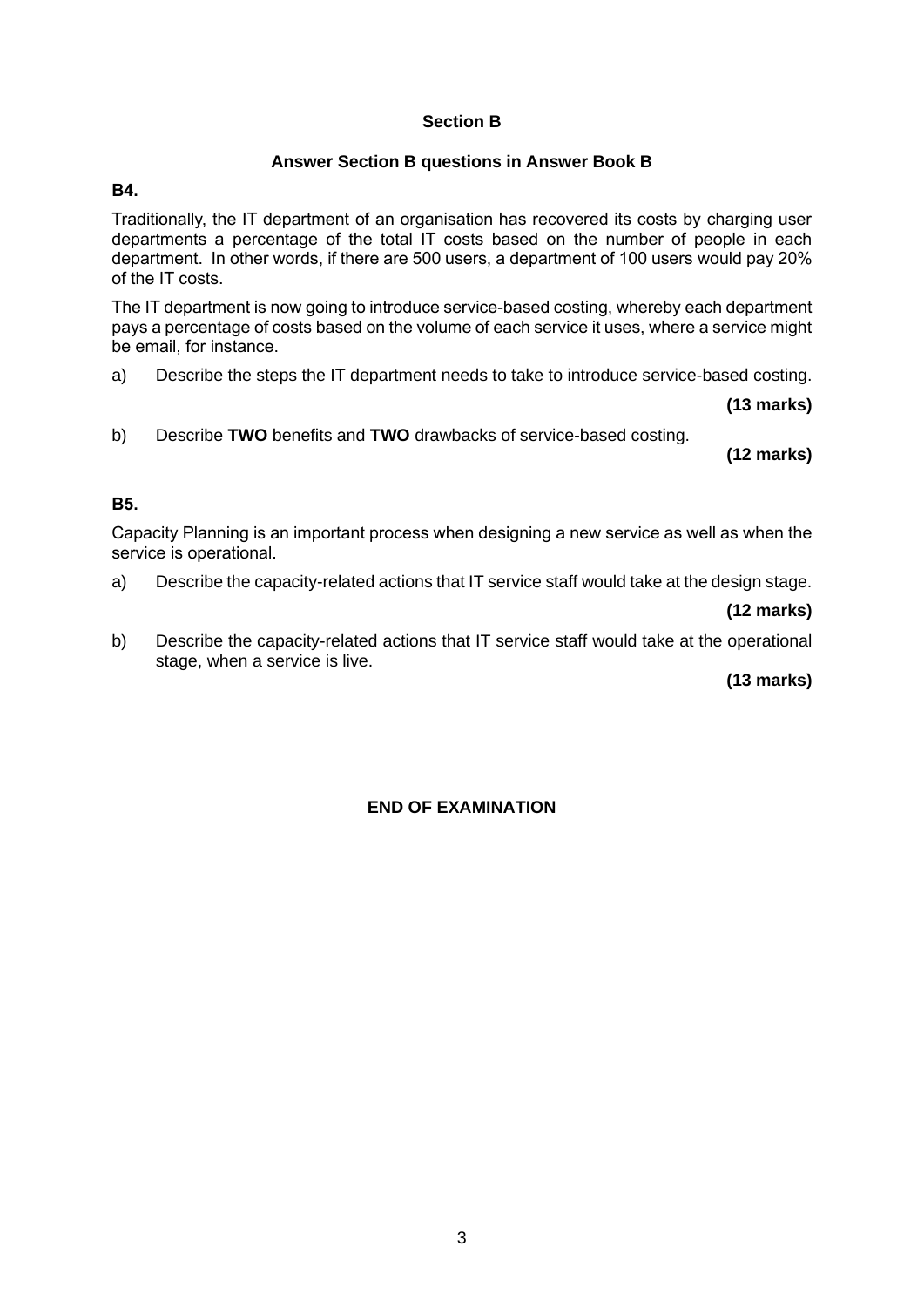## Section B

**Answer Section B questions in Answer Book B**

**B4.**

Traditionally, the IT department of an organisation has recovered its costs by charging user departments a percentage of the total IT costs based on the number of people in each department. In other words, if there are 500 users, a department of 100 users would pay 20% of the IT costs.

The IT department is now going to introduce service-based costing, whereby each department pays a percentage of costs based on the volume of each service it uses, where a service might be email, for instance.

a) Describe the steps the IT department needs to take to introduce service-based costing.

**(13 marks)**

b) Describe **TWO** benefits and **TWO** drawbacks of service-based costing.

**(12 marks)**

**B5.**

Capacity Planning is an important process when designing a new service as well as when the service is operational.

a) Describe the capacity-related actions that IT service staff would take at the design stage.

**(12 marks)**

b) Describe the capacity-related actions that IT service staff would take at the operational stage, when a service is live.

**(13 marks)**

**END OF EXAMINATION**